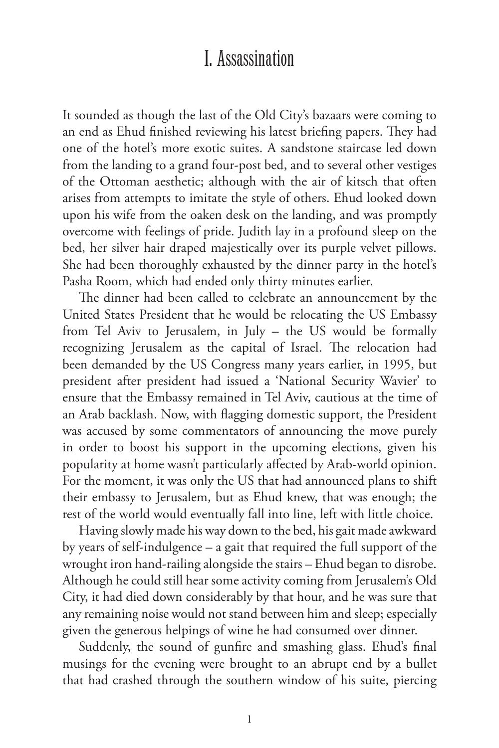# I. Assassination

It sounded as though the last of the Old City's bazaars were coming to an end as Ehud finished reviewing his latest briefing papers. They had one of the hotel's more exotic suites. A sandstone staircase led down from the landing to a grand four-post bed, and to several other vestiges of the Ottoman aesthetic; although with the air of kitsch that often arises from attempts to imitate the style of others. Ehud looked down upon his wife from the oaken desk on the landing, and was promptly overcome with feelings of pride. Judith lay in a profound sleep on the bed, her silver hair draped majestically over its purple velvet pillows. She had been thoroughly exhausted by the dinner party in the hotel's Pasha Room, which had ended only thirty minutes earlier.

The dinner had been called to celebrate an announcement by the United States President that he would be relocating the US Embassy from Tel Aviv to Jerusalem, in July – the US would be formally recognizing Jerusalem as the capital of Israel. The relocation had been demanded by the US Congress many years earlier, in 1995, but president after president had issued a 'National Security Wavier' to ensure that the Embassy remained in Tel Aviv, cautious at the time of an Arab backlash. Now, with flagging domestic support, the President was accused by some commentators of announcing the move purely in order to boost his support in the upcoming elections, given his popularity at home wasn't particularly affected by Arab-world opinion. For the moment, it was only the US that had announced plans to shift their embassy to Jerusalem, but as Ehud knew, that was enough; the rest of the world would eventually fall into line, left with little choice.

Having slowly made his way down to the bed, his gait made awkward by years of self-indulgence – a gait that required the full support of the wrought iron hand-railing alongside the stairs – Ehud began to disrobe. Although he could still hear some activity coming from Jerusalem's Old City, it had died down considerably by that hour, and he was sure that any remaining noise would not stand between him and sleep; especially given the generous helpings of wine he had consumed over dinner.

Suddenly, the sound of gunfire and smashing glass. Ehud's final musings for the evening were brought to an abrupt end by a bullet that had crashed through the southern window of his suite, piercing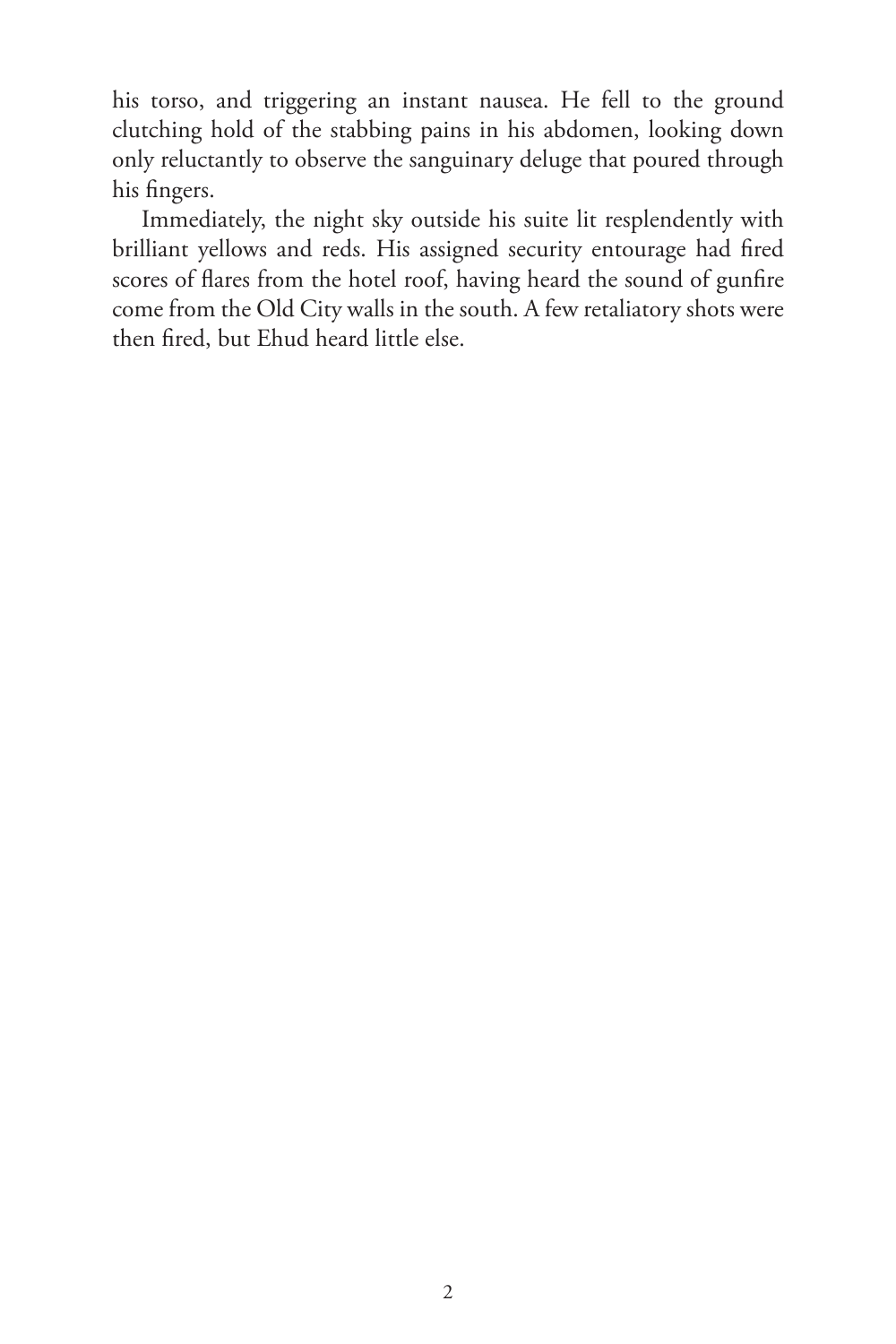his torso, and triggering an instant nausea. He fell to the ground clutching hold of the stabbing pains in his abdomen, looking down only reluctantly to observe the sanguinary deluge that poured through his fingers.

Immediately, the night sky outside his suite lit resplendently with brilliant yellows and reds. His assigned security entourage had fired scores of flares from the hotel roof, having heard the sound of gunfire come from the Old City walls in the south. A few retaliatory shots were then fired, but Ehud heard little else.